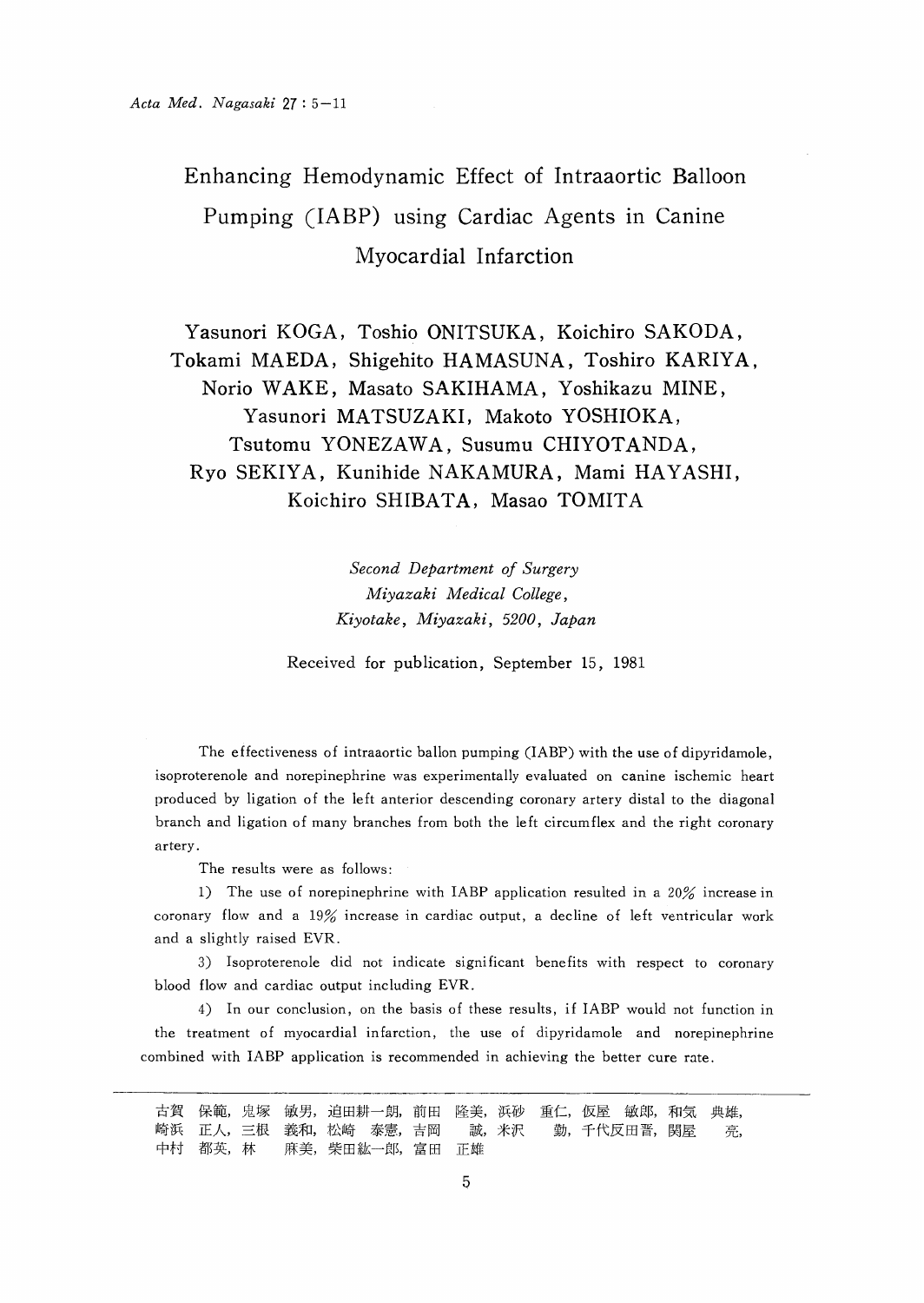# Enhancing Hemodynamic Effect of Intraaortic Balloon Pumping (IABP) using Cardiac Agents in Canine Myocardial Infarction

Yasunori KOGA, Toshio ONITSUKA, Koichiro SAKODA, Tokami MAEDA, Shigehito HAMASUNA, Toshiro KARIYA, Norio WAKE, Masato SAKIHAMA, Yoshikazu MINE, Yasunori MATSUZAKI, Makoto YOSHIOKA, Tsutomu YONEZAWA, Susumu CHIYOTANDA, Ryo SEKIYA, Kunihide NAKAMURA, Mami HAYASHI, Koichiro SHIBATA, Masao TOMITA

*Second Department of Surgery*
*Miyazaki Medical College,*
*Kiyotake, Miyazaki, 5200, Japan*

Received for publication, September 15, 1981

The effectiveness of intraaortic ballon pumping (IABP) with the use of dipyridamole, isoproterenole and norepinephrine was experimentally evaluated on canine ischemic heart produced by ligation of the left anterior descending coronary artery distal to the diagonal branch and ligation of many branches from both the left circumflex and the right coronary artery.

The results were as follows:

1) The use of norepinephrine with IABP application resulted in a 20% increase in coronary flow and a 19% increase in cardiac output, a decline of left ventricular work and a slightly raised EVR.

3) Isoproterenole did not indicate significant benefits with respect to coronary blood flow and cardiac output including EVR.

4) In our conclusion, on the basis of these results, if IABP would not function in the treatment of myocardial infarction, the use of dipyridamole and norepinephrine combined with IABP application is recommended in achieving the better cure rate.

---

古賀 保範，鬼塚 敏男，迫田耕一朗，前田 隆美，浜砂 重仁，仮屋 敏郎，和気 典雄，
崎浜 正人，三根 義和，松崎 泰憲，吉岡 誠，米沢 勤，千代反田晋，関屋 亮，
中村 都英，林 麻美，柴田紘一郎，富田 正雄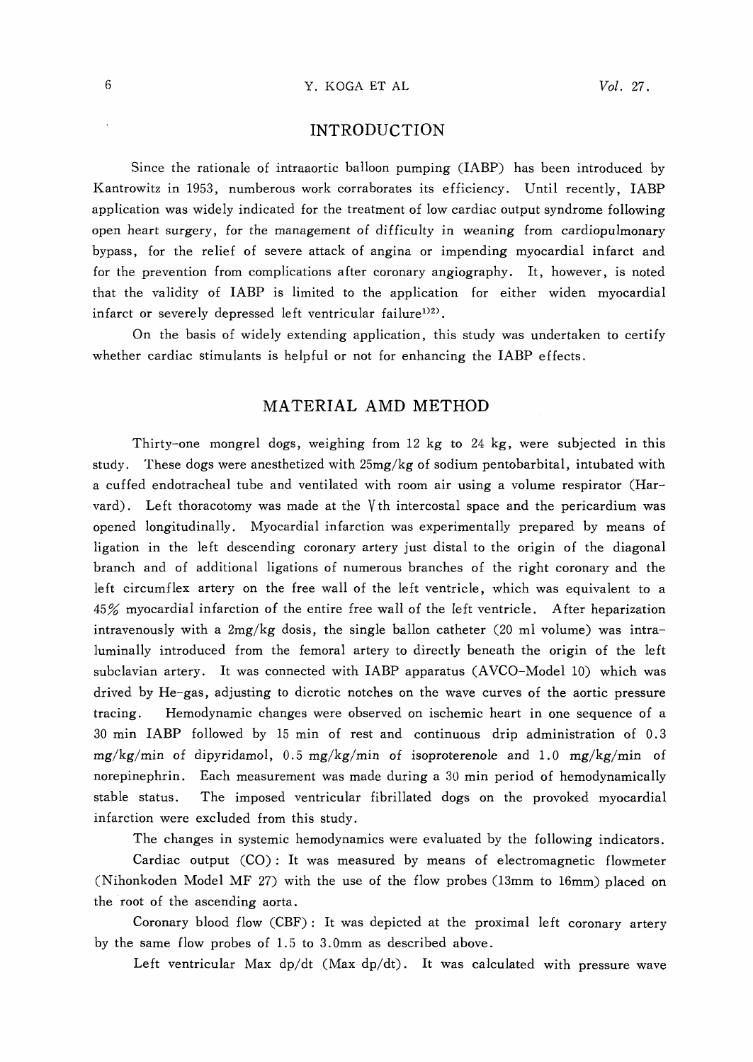## INTRODUCTION

Since the rationale of intraaortic balloon pumping (IABP) has been introduced by Kantrowitz in 1953, numberous work corraborates its efficiency. Until recently, IABP application was widely indicated for the treatment of low cardiac output syndrome following open heart surgery, for the management of difficulty in weaning from cardiopulmonary bypass, for the relief of severe attack of angina or impending myocardial infarct and for the prevention from complications after coronary angiography. It, however, is noted that the validity of IABP is limited to the application for either widen myocardial infarct or severely depressed left ventricular failure[1)2)].

On the basis of widely extending application, this study was undertaken to certify whether cardiac stimulants is helpful or not for enhancing the IABP effects.

## MATERIAL AMD METHOD

Thirty-one mongrel dogs, weighing from 12 kg to 24 kg, were subjected in this study. These dogs were anesthetized with 25mg/kg of sodium pentobarbital, intubated with a cuffed endotracheal tube and ventilated with room air using a volume respirator (Harvard). Left thoracotomy was made at the Ⅴth intercostal space and the pericardium was opened longitudinally. Myocardial infarction was experimentally prepared by means of ligation in the left descending coronary artery just distal to the origin of the diagonal branch and of additional ligations of numerous branches of the right coronary and the left circumflex artery on the free wall of the left ventricle, which was equivalent to a 45% myocardial infarction of the entire free wall of the left ventricle. After heparization intravenously with a 2mg/kg dosis, the single ballon catheter (20 ml volume) was intraluminally introduced from the femoral artery to directly beneath the origin of the left subclavian artery. It was connected with IABP apparatus (AVCO-Model 10) which was drived by He-gas, adjusting to dicrotic notches on the wave curves of the aortic pressure tracing. Hemodynamic changes were observed on ischemic heart in one sequence of a 30 min IABP followed by 15 min of rest and continuous drip administration of 0.3 mg/kg/min of dipyridamol, 0.5 mg/kg/min of isoproterenole and 1.0 mg/kg/min of norepinephrin. Each measurement was made during a 30 min period of hemodynamically stable status. The imposed ventricular fibrillated dogs on the provoked myocardial infarction were excluded from this study.

The changes in systemic hemodynamics were evaluated by the following indicators.

Cardiac output (CO): It was measured by means of electromagnetic flowmeter (Nihonkoden Model MF 27) with the use of the flow probes (13mm to 16mm) placed on the root of the ascending aorta.

Coronary blood flow (CBF): It was depicted at the proximal left coronary artery by the same flow probes of 1.5 to 3.0mm as described above.

Left ventricular Max dp/dt (Max dp/dt). It was calculated with pressure wave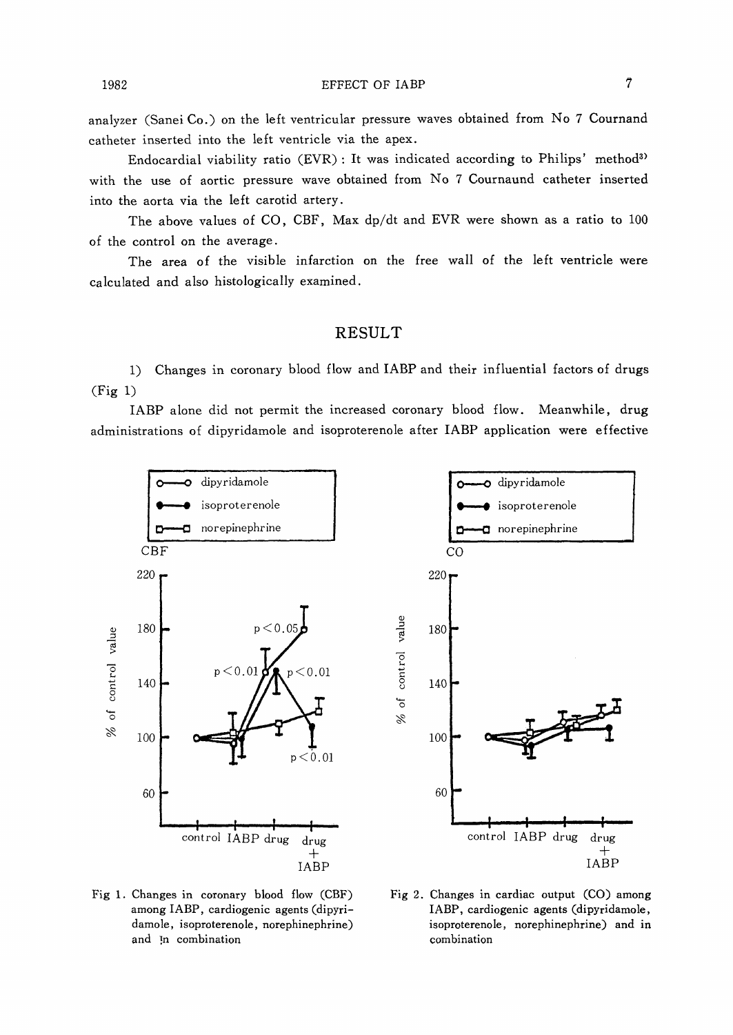analyzer (Sanei Co.) on the left ventricular pressure waves obtained from No 7 Cournand catheter inserted into the left ventricle via the apex.

Endocardial viability ratio (EVR) : It was indicated according to Philips' method[3] with the use of aortic pressure wave obtained from No 7 Cournaund catheter inserted into the aorta via the left carotid artery.

The above values of CO, CBF, Max dp/dt and EVR were shown as a ratio to 100 of the control on the average.

The area of the visible infarction on the free wall of the left ventricle were calculated and also histologically examined.

## RESULT

1) Changes in coronary blood flow and IABP and their influential factors of drugs (Fig 1)

IABP alone did not permit the increased coronary blood flow. Meanwhile, drug administrations of dipyridamole and isoproterenole after IABP application were effective

Fig 1. Changes in coronary blood flow (CBF) among IABP, cardiogenic agents (dipyridamole, isoproterenole, norephinephrine) and in combination

Fig 2. Changes in cardiac output (CO) among IABP, cardiogenic agents (dipyridamole, isoproterenole, norephinephrine) and in combination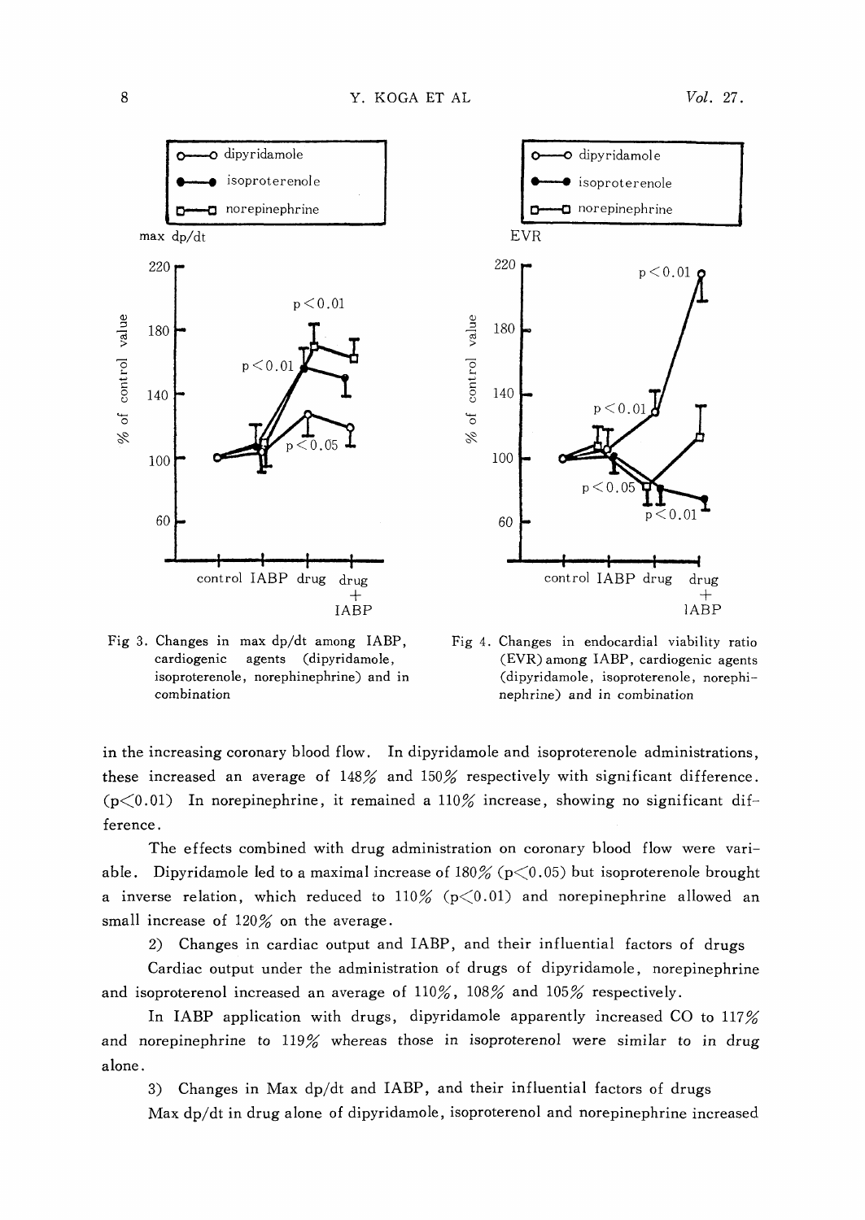Fig 3. Changes in max dp/dt among IABP, cardiogenic agents (dipyridamole, isoproterenole, norephinephrine) and in combination

Fig 4. Changes in endocardial viability ratio (EVR) among IABP, cardiogenic agents (dipyridamole, isoproterenole, norephinephrine) and in combination

in the increasing coronary blood flow. In dipyridamole and isoproterenole administrations, these increased an average of 148% and 150% respectively with significant difference. ($p<0.01$) In norepinephrine, it remained a 110% increase, showing no significant difference.

The effects combined with drug administration on coronary blood flow were variable. Dipyridamole led to a maximal increase of 180% ($p<0.05$) but isoproterenole brought a inverse relation, which reduced to 110% ($p<0.01$) and norepinephrine allowed an small increase of 120% on the average.

2) Changes in cardiac output and IABP, and their influential factors of drugs

Cardiac output under the administration of drugs of dipyridamole, norepinephrine and isoproterenol increased an average of 110%, 108% and 105% respectively.

In IABP application with drugs, dipyridamole apparently increased CO to 117% and norepinephrine to 119% whereas those in isoproterenol were similar to in drug alone.

3) Changes in Max dp/dt and IABP, and their influential factors of drugs

Max dp/dt in drug alone of dipyridamole, isoproterenol and norepinephrine increased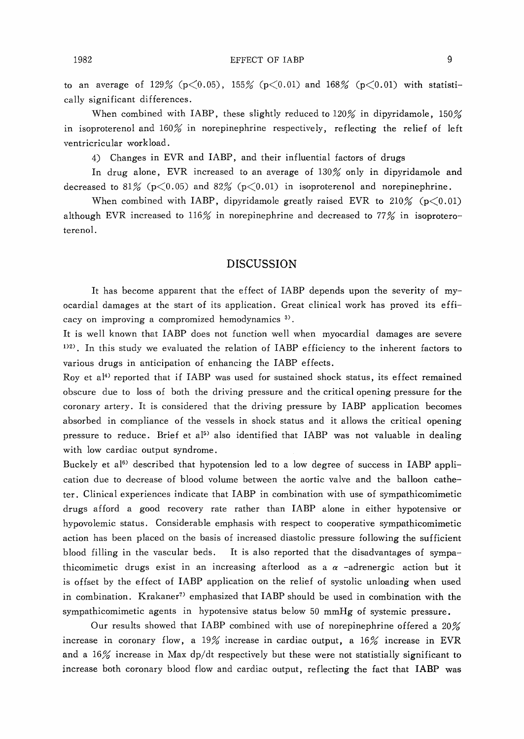to an average of 129% ($p<0.05$), 155% ($p<0.01$) and 168% ($p<0.01$) with statistically significant differences.

When combined with IABP, these slightly reduced to 120% in dipyridamole, 150% in isoproterenol and 160% in norepinephrine respectively, reflecting the relief of left ventricricular workload.

4) Changes in EVR and IABP, and their influential factors of drugs

In drug alone, EVR increased to an average of 130% only in dipyridamole and decreased to 81% ($p<0.05$) and 82% ($p<0.01$) in isoproterenol and norepinephrine.

When combined with IABP, dipyridamole greatly raised EVR to 210% ($p<0.01$) although EVR increased to 116% in norepinephrine and decreased to 77% in isoproteroterenol.

## DISCUSSION

It has become apparent that the effect of IABP depends upon the severity of myocardial damages at the start of its application. Great clinical work has proved its efficacy on improving a compromized hemodynamics [3].

It is well known that IABP does not function well when myocardial damages are severe [1][2]. In this study we evaluated the relation of IABP efficiency to the inherent factors to various drugs in anticipation of enhancing the IABP effects.

Roy et al[4] reported that if IABP was used for sustained shock status, its effect remained obscure due to loss of both the driving pressure and the critical opening pressure for the coronary artery. It is considered that the driving pressure by IABP application becomes absorbed in compliance of the vessels in shock status and it allows the critical opening pressure to reduce. Brief et al[5] also identified that IABP was not valuable in dealing with low cardiac output syndrome.

Buckely et al[6] described that hypotension led to a low degree of success in IABP application due to decrease of blood volume between the aortic valve and the balloon catheter. Clinical experiences indicate that IABP in combination with use of sympathicomimetic drugs afford a good recovery rate rather than IABP alone in either hypotensive or hypovolemic status. Considerable emphasis with respect to cooperative sympathicomimetic action has been placed on the basis of increased diastolic pressure following the sufficient blood filling in the vascular beds. It is also reported that the disadvantages of sympathicomimetic drugs exist in an increasing afterlood as a $\alpha$ -adrenergic action but it is offset by the effect of IABP application on the relief of systolic unloading when used in combination. Krakaner[7] emphasized that IABP should be used in combination with the sympathicomimetic agents in hypotensive status below 50 mmHg of systemic pressure.

Our results showed that IABP combined with use of norepinephrine offered a 20% increase in coronary flow, a 19% increase in cardiac output, a 16% increase in EVR and a 16% increase in Max dp/dt respectively but these were not statistially significant to increase both coronary blood flow and cardiac output, reflecting the fact that IABP was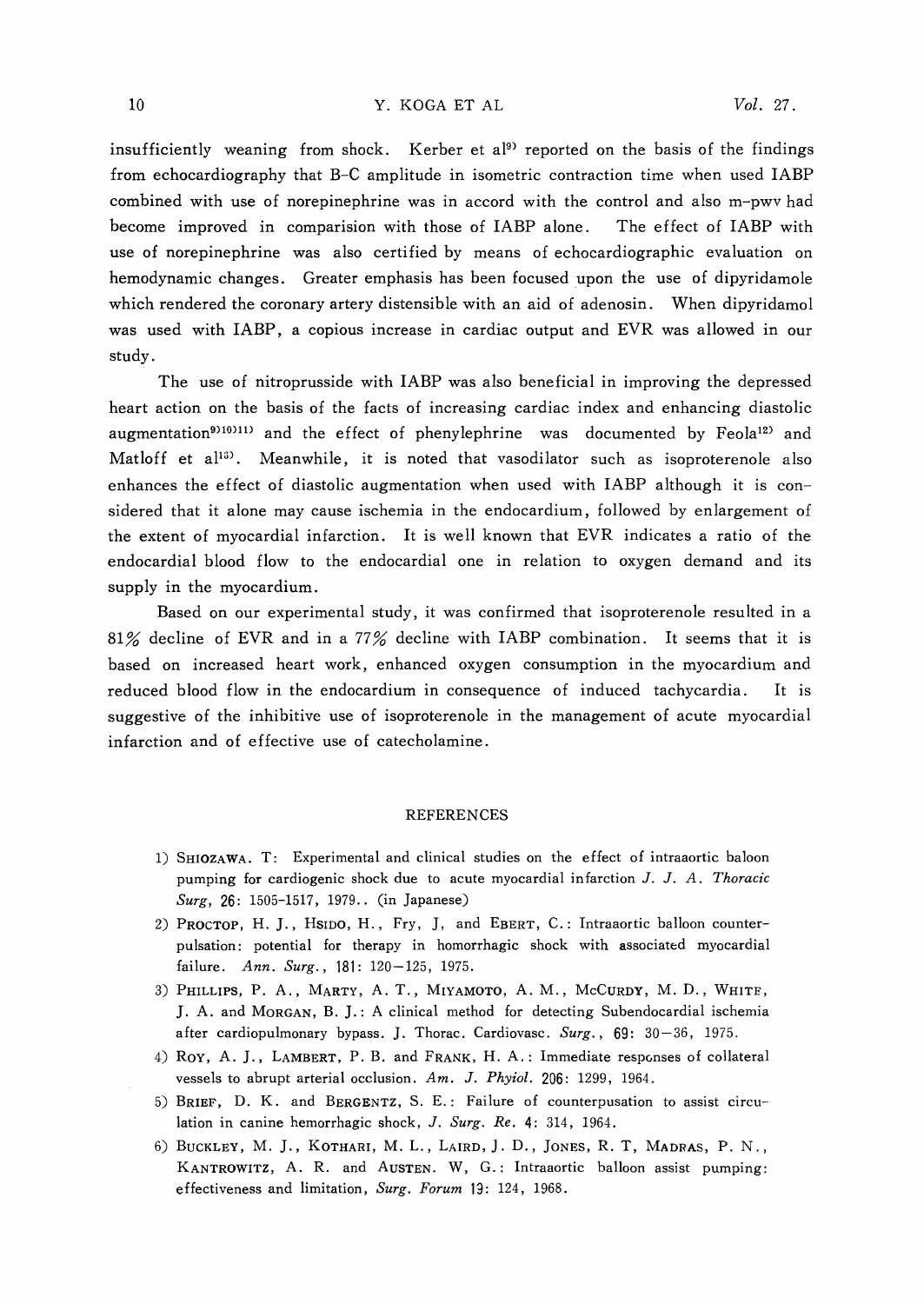insufficiently weaning from shock. Kerber et al[9] reported on the basis of the findings from echocardiography that B-C amplitude in isometric contraction time when used IABP combined with use of norepinephrine was in accord with the control and also m-pwv had become improved in comparision with those of IABP alone. The effect of IABP with use of norepinephrine was also certified by means of echocardiographic evaluation on hemodynamic changes. Greater emphasis has been focused upon the use of dipyridamole which rendered the coronary artery distensible with an aid of adenosin. When dipyridamol was used with IABP, a copious increase in cardiac output and EVR was allowed in our study.

The use of nitroprusside with IABP was also beneficial in improving the depressed heart action on the basis of the facts of increasing cardiac index and enhancing diastolic augmentation[9][10][11] and the effect of phenylephrine was documented by Feola[12] and Matloff et al[13]. Meanwhile, it is noted that vasodilator such as isoproterenole also enhances the effect of diastolic augmentation when used with IABP although it is considered that it alone may cause ischemia in the endocardium, followed by enlargement of the extent of myocardial infarction. It is well known that EVR indicates a ratio of the endocardial blood flow to the endocardial one in relation to oxygen demand and its supply in the myocardium.

Based on our experimental study, it was confirmed that isoproterenole resulted in a 81% decline of EVR and in a 77% decline with IABP combination. It seems that it is based on increased heart work, enhanced oxygen consumption in the myocardium and reduced blood flow in the endocardium in consequence of induced tachycardia. It is suggestive of the inhibitive use of isoproterenole in the management of acute myocardial infarction and of effective use of catecholamine.

## REFERENCES

1) SHIOZAWA. T: Experimental and clinical studies on the effect of intraaortic baloon pumping for cardiogenic shock due to acute myocardial infarction *J. J. A. Thoracic Surg*, **26**: 1505-1517, 1979.. (in Japanese)
2) PROCTOP, H. J., HSIDO, H., Fry, J, and EBERT, C.: Intraaortic balloon counterpulsation: potential for therapy in homorrhagic shock with associated myocardial failure. *Ann. Surg.*, **181**: 120−125, 1975.
3) PHILLIPS, P. A., MARTY, A. T., MIYAMOTO, A. M., MCCURDY, M. D., WHITF, J. A. and MORGAN, B. J.: A clinical method for detecting Subendocardial ischemia after cardiopulmonary bypass. J. Thorac. Cardiovasc. *Surg.*, **69**: 30−36, 1975.
4) ROY, A. J., LAMBERT, P. B. and FRANK, H. A.: Immediate responses of collateral vessels to abrupt arterial occlusion. *Am. J. Phyiol.* **206**: 1299, 1964.
5) BRIEF, D. K. and BERGENTZ, S. E.: Failure of counterpusation to assist circulation in canine hemorrhagic shock, *J. Surg. Re.* **4**: 314, 1964.
6) BUCKLEY, M. J., KOTHARI, M. L., LAIRD, J. D., JONES, R. T, MADRAS, P. N., KANTROWITZ, A. R. and AUSTEN. W, G.: Intraaortic balloon assist pumping: effectiveness and limitation, *Surg. Forum* **19**: 124, 1968.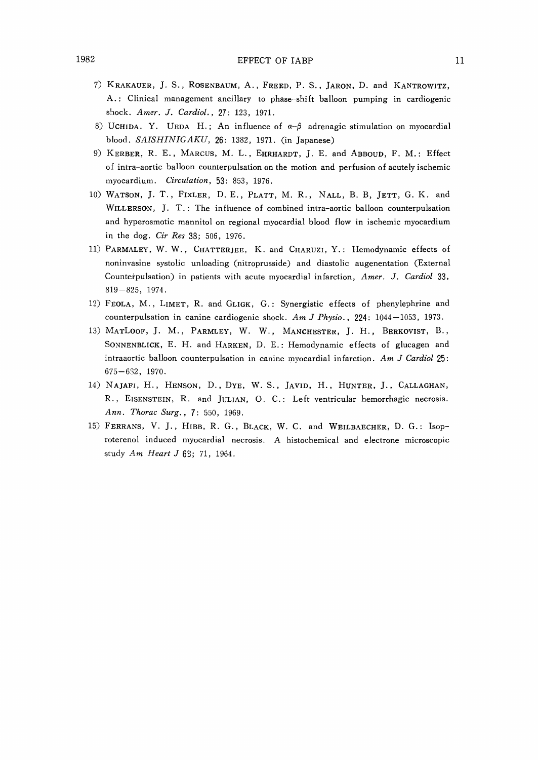7) KRAKAUER, J. S., ROSENBAUM, A., FREED, P. S., JARON, D. and KANTROWITZ, A.: Clinical management ancillary to phase-shift balloon pumping in cardiogenic shock. *Amer. J. Cardiol.*, **27**: 123, 1971.

8) UCHIDA. Y. UEDA H.; An influence of $\alpha$–$\beta$ adrenagic stimulation on myocardial blood. *SAISHINIGAKU*, **26**: 1382, 1971. (in Japanese)

9) KERBER, R. E., MARCUS, M. L., EHRHARDT, J. E. and ABBOUD, F. M.: Effect of intra-aortic balloon counterpulsation on the motion and perfusion of acutely ischemic myocardium. *Circulation*, **53**: 853, 1976.

10) WATSON, J. T., FIXLER, D. E., PLATT, M. R., NALL, B. B, JETT, G. K. and WILLERSON, J. T.: The influence of combined intra-aortic balloon counterpulsation and hyperosmotic mannitol on regional myocardial blood flow in ischemic myocardium in the dog. *Cir Res* **38**; 506, 1976.

11) PARMALEY, W. W., CHATTERJEE, K. and CHARUZI, Y.: Hemodynamic effects of noninvasine systolic unloading (nitroprusside) and diastolic augenentation (External Counterpulsation) in patients with acute myocardial infarction, *Amer. J. Cardiol* **33**, 819–825, 1974.

12) FEOLA, M., LIMET, R. and GLIGK, G.: Synergistic effects of phenylephrine and counterpulsation in canine cardiogenic shock. *Am J Physio.*, **224**: 1044–1053, 1973.

13) MATLOOF, J. M., PARMLEY, W. W., MANCHESTER, J. H., BERKOVIST, B., SONNENBLICK, E. H. and HARKEN, D. E.: Hemodynamic effects of glucagen and intraaortic balloon counterpulsation in canine myocardial infarction. *Am J Cardiol* **25**: 675–682, 1970.

14) NAJAFI, H., HENSON, D., DYE, W. S., JAVID, H., HUNTER, J., CALLAGHAN, R., EISENSTEIN, R. and JULIAN, O. C.: Left ventricular hemorrhagic necrosis. *Ann. Thorac Surg.*, **7**: 550, 1969.

15) FERRANS, V. J., HIBB, R. G., BLACK, W. C. and WEILBAECHER, D. G.: Isoproterenol induced myocardial necrosis. A histochemical and electrone microscopic study *Am Heart J* **63**; 71, 1964.